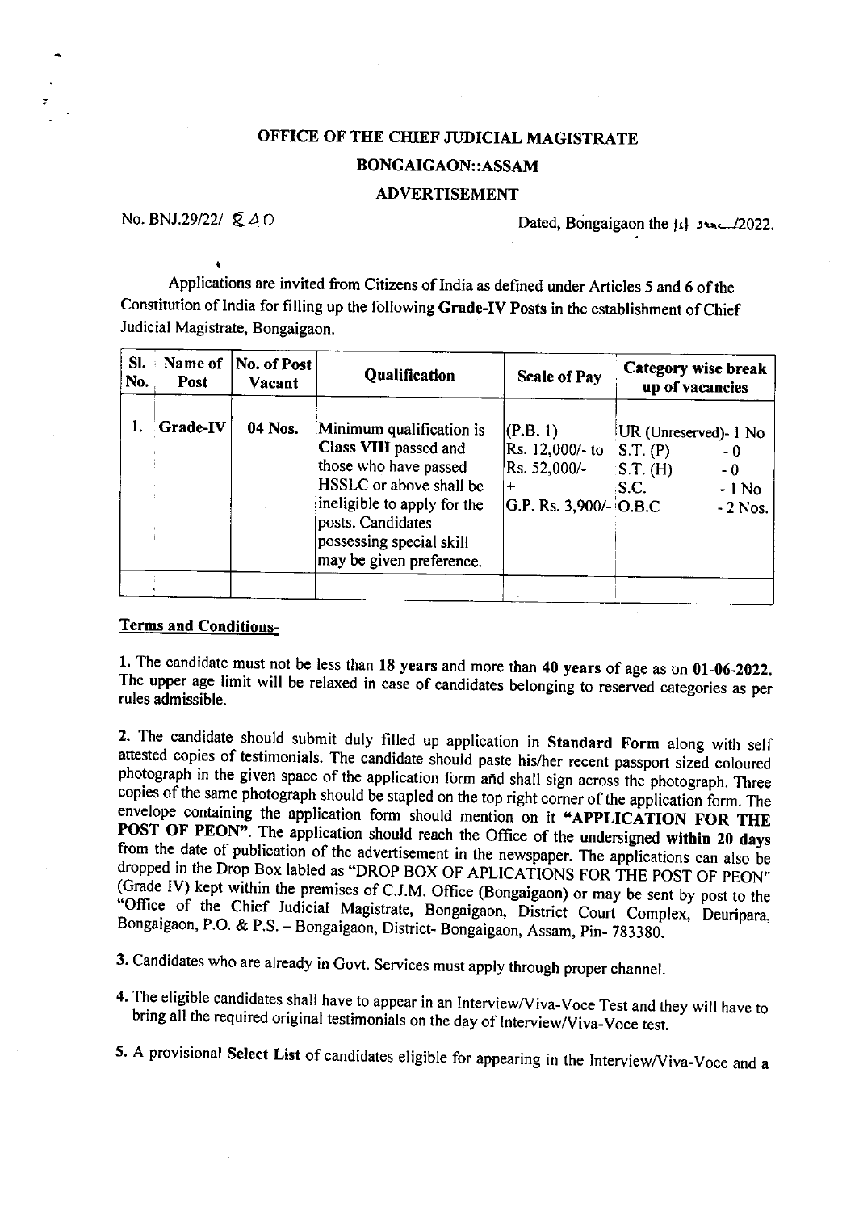# OFFICE OF THE CHIEF JUDICIAL MAGISTRATE

## BONGAIGAON::ASSAM

### ADVERTISEMENT

No. BNJ.29/22/ 840 Dated, Bongaigaon the 1st June/2022.

Applications are invited from Citizens of India as defined under Articles 5 and 6 of the Constitution of India for filling up the following **Grade-IV Posts** in the establishment of Chief Judicial Magistrate, Bongaigaon.

| Sl. No. | Name of Post | No. of Post Vacant | Qualification | Scale of Pay | Category wise break up of vacancies |
|---|---|---|---|---|---|
| 1. | **Grade-IV** | **04 Nos.** | Minimum qualification is **Class VIII** passed and those who have passed HSSLC or above shall be ineligible to apply for the posts. Candidates possessing special skill may be given preference. | (P.B. 1) Rs. 12,000/- to Rs. 52,000/- + G.P. Rs. 3,900/- | UR (Unreserved)- 1 No<br>S.T. (P) - 0<br>S.T. (H) - 0<br>S.C. - 1 No<br>O.B.C - 2 Nos. |
| | | | | | |

**Terms and Conditions-**

**1.** The candidate must not be less than **18 years** and more than **40 years** of age as on **01-06-2022.** The upper age limit will be relaxed in case of candidates belonging to reserved categories as per rules admissible.

**2.** The candidate should submit duly filled up application in **Standard Form** along with self attested copies of testimonials. The candidate should paste his/her recent passport sized coloured photograph in the given space of the application form and shall sign across the photograph. Three copies of the same photograph should be stapled on the top right corner of the application form. The envelope containing the application form should mention on it **"APPLICATION FOR THE POST OF PEON"**. The application should reach the Office of the undersigned **within 20 days** from the date of publication of the advertisement in the newspaper. The applications can also be dropped in the Drop Box labled as "DROP BOX OF APLICATIONS FOR THE POST OF PEON" (Grade IV) kept within the premises of C.J.M. Office (Bongaigaon) or may be sent by post to the "Office of the Chief Judicial Magistrate, Bongaigaon, District Court Complex, Deuripara, Bongaigaon, P.O. & P.S. – Bongaigaon, District- Bongaigaon, Assam, Pin- 783380.

**3.** Candidates who are already in Govt. Services must apply through proper channel.

**4.** The eligible candidates shall have to appear in an Interview/Viva-Voce Test and they will have to bring all the required original testimonials on the day of Interview/Viva-Voce test.

**5.** A provisional **Select List** of candidates eligible for appearing in the Interview/Viva-Voce and a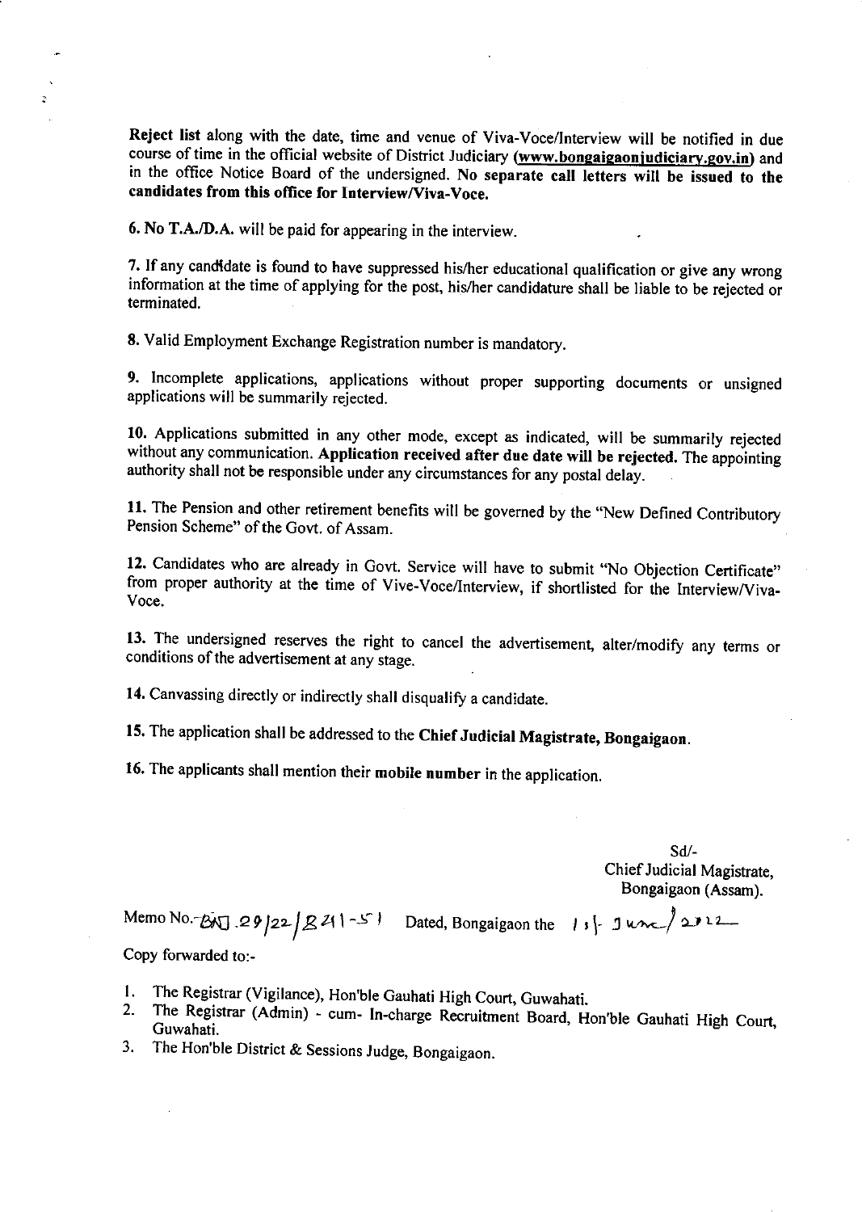**Reject list** along with the date, time and venue of Viva-Voce/Interview will be notified in due course of time in the official website of District Judiciary **(www.bongaigaonjudiciary.gov.in)** and in the office Notice Board of the undersigned. **No separate call letters will be issued to the candidates from this office for Interview/Viva-Voce.**

**6. No T.A./D.A.** will be paid for appearing in the interview.

**7.** If any candidate is found to have suppressed his/her educational qualification or give any wrong information at the time of applying for the post, his/her candidature shall be liable to be rejected or terminated.

**8.** Valid Employment Exchange Registration number is mandatory.

**9.** Incomplete applications, applications without proper supporting documents or unsigned applications will be summarily rejected.

**10.** Applications submitted in any other mode, except as indicated, will be summarily rejected without any communication. **Application received after due date will be rejected.** The appointing authority shall not be responsible under any circumstances for any postal delay.

**11.** The Pension and other retirement benefits will be governed by the "New Defined Contributory Pension Scheme" of the Govt. of Assam.

**12.** Candidates who are already in Govt. Service will have to submit "No Objection Certificate" from proper authority at the time of Vive-Voce/Interview, if shortlisted for the Interview/Viva-Voce.

**13.** The undersigned reserves the right to cancel the advertisement, alter/modify any terms or conditions of the advertisement at any stage.

**14.** Canvassing directly or indirectly shall disqualify a candidate.

**15.** The application shall be addressed to the **Chief Judicial Magistrate, Bongaigaon**.

**16.** The applicants shall mention their **mobile number** in the application.

Sd/-
Chief Judicial Magistrate,
Bongaigaon (Assam).

Memo No.-BNJ.29/22/B241-51 Dated, Bongaigaon the 13- June/2022

Copy forwarded to:-

1. The Registrar (Vigilance), Hon'ble Gauhati High Court, Guwahati.
2. The Registrar (Admin) - cum- In-charge Recruitment Board, Hon'ble Gauhati High Court, Guwahati.
3. The Hon'ble District & Sessions Judge, Bongaigaon.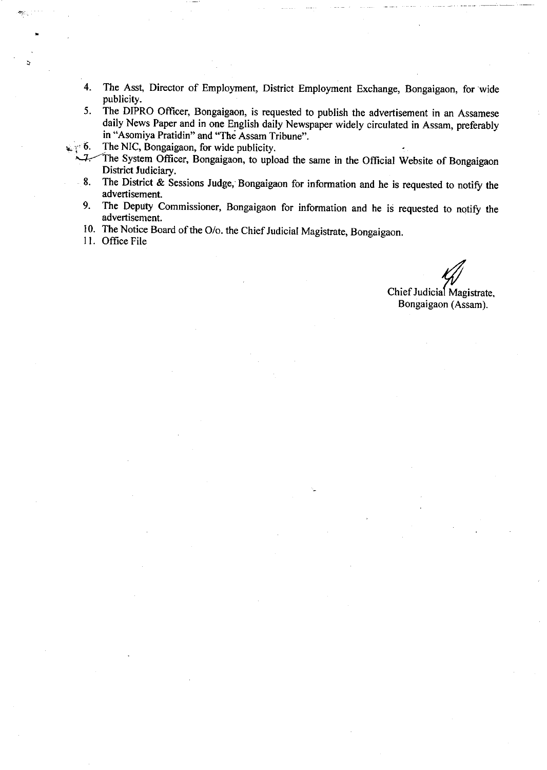4. The Asst, Director of Employment, District Employment Exchange, Bongaigaon, for wide publicity.
5. The DIPRO Officer, Bongaigaon, is requested to publish the advertisement in an Assamese daily News Paper and in one English daily Newspaper widely circulated in Assam, preferably in "Asomiya Pratidin" and "The Assam Tribune".
6. The NIC, Bongaigaon, for wide publicity.
7. The System Officer, Bongaigaon, to upload the same in the Official Website of Bongaigaon District Judiciary.
8. The District & Sessions Judge, Bongaigaon for information and he is requested to notify the advertisement.
9. The Deputy Commissioner, Bongaigaon for information and he is requested to notify the advertisement.
10. The Notice Board of the O/o. the Chief Judicial Magistrate, Bongaigaon.
11. Office File

Chief Judicial Magistrate,
Bongaigaon (Assam).